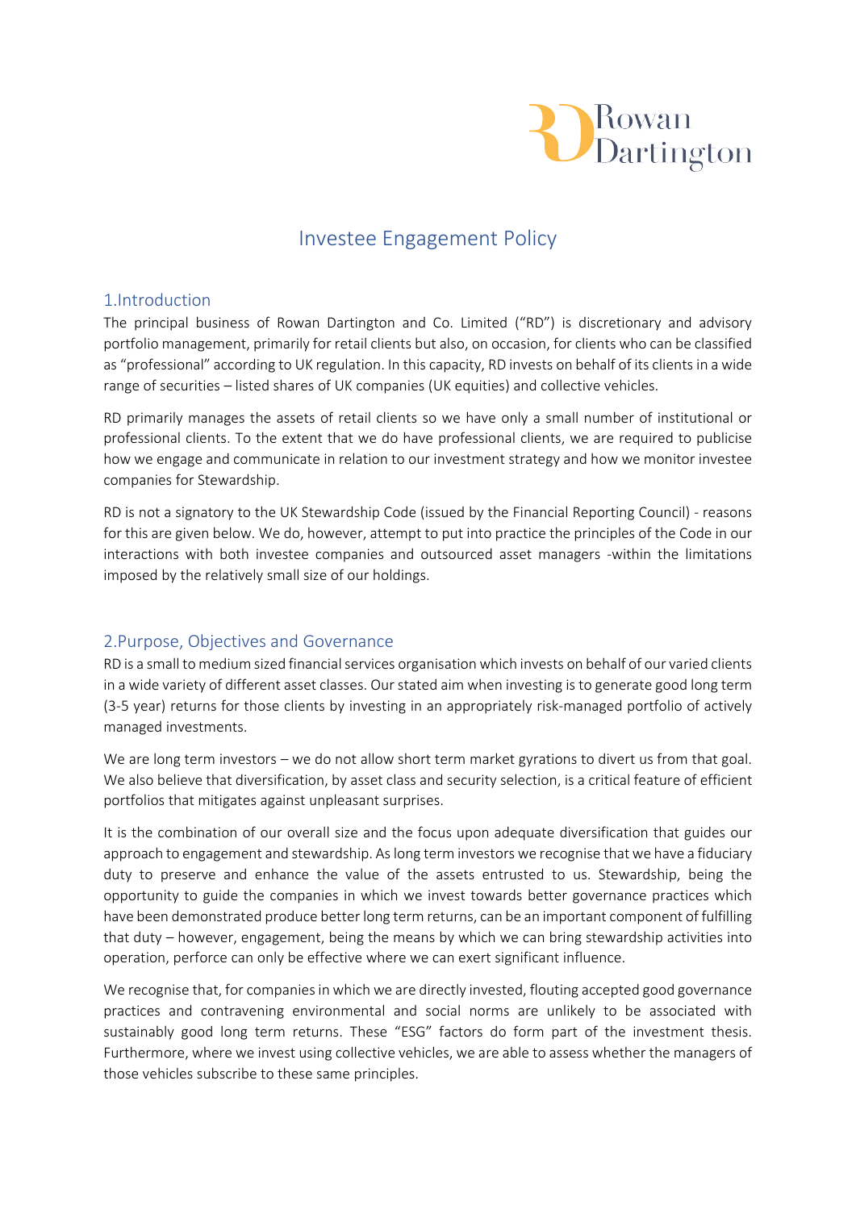# Investee Engagement Policy

## 1.Introduction

The principal business of Rowan Dartington and Co. Limited ("RD") is discretionary and advisory portfolio management, primarily for retail clients but also, on occasion, for clients who can be classified as "professional" according to UK regulation. In this capacity, RD invests on behalf of its clients in a wide range of securities – listed shares of UK companies (UK equities) and collective vehicles.

RD primarily manages the assets of retail clients so we have only a small number of institutional or professional clients. To the extent that we do have professional clients, we are required to publicise how we engage and communicate in relation to our investment strategy and how we monitor investee companies for Stewardship.

RD is not a signatory to the UK Stewardship Code (issued by the Financial Reporting Council) - reasons for this are given below. We do, however, attempt to put into practice the principles of the Code in our interactions with both investee companies and outsourced asset managers -within the limitations imposed by the relatively small size of our holdings.

## 2.Purpose, Objectives and Governance

RD is a small to medium sized financial services organisation which invests on behalf of our varied clients in a wide variety of different asset classes. Our stated aim when investing is to generate good long term (3-5 year) returns for those clients by investing in an appropriately risk-managed portfolio of actively managed investments.

We are long term investors – we do not allow short term market gyrations to divert us from that goal. We also believe that diversification, by asset class and security selection, is a critical feature of efficient portfolios that mitigates against unpleasant surprises.

It is the combination of our overall size and the focus upon adequate diversification that guides our approach to engagement and stewardship. As long term investors we recognise that we have a fiduciary duty to preserve and enhance the value of the assets entrusted to us. Stewardship, being the opportunity to guide the companies in which we invest towards better governance practices which have been demonstrated produce better long term returns, can be an important component of fulfilling that duty – however, engagement, being the means by which we can bring stewardship activities into operation, perforce can only be effective where we can exert significant influence.

We recognise that, for companies in which we are directly invested, flouting accepted good governance practices and contravening environmental and social norms are unlikely to be associated with sustainably good long term returns. These "ESG" factors do form part of the investment thesis. Furthermore, where we invest using collective vehicles, we are able to assess whether the managers of those vehicles subscribe to these same principles.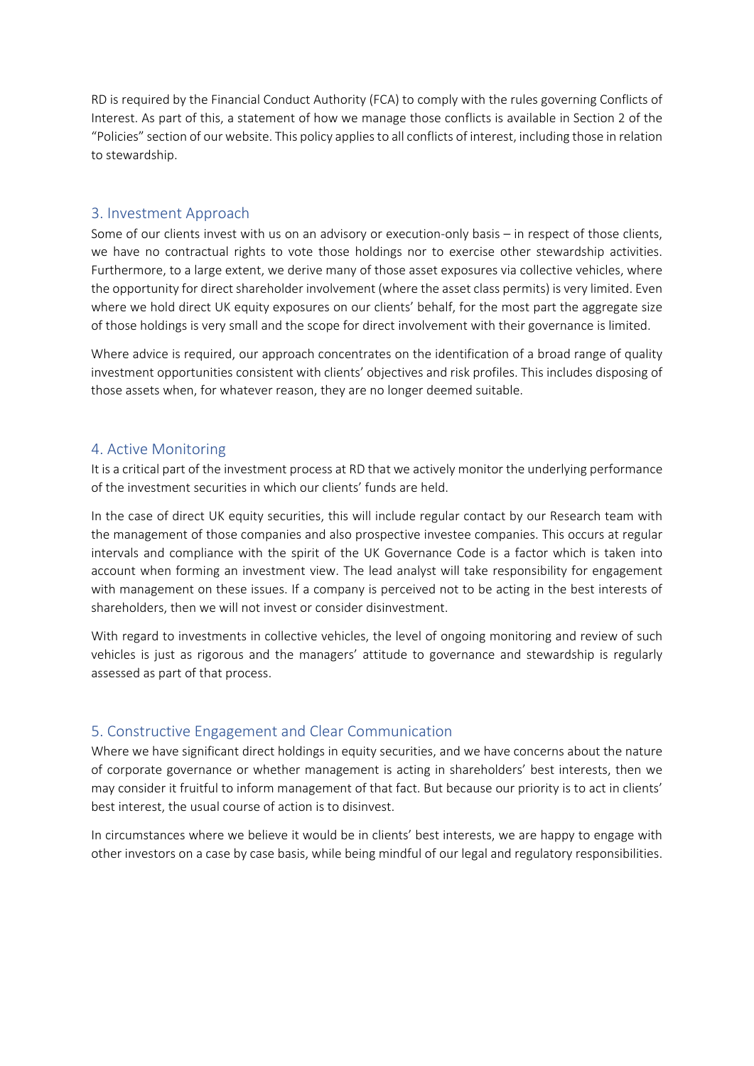RD is required by the Financial Conduct Authority (FCA) to comply with the rules governing Conflicts of Interest. As part of this, a statement of how we manage those conflicts is available in Section 2 of the "Policies" section of our website. This policy applies to all conflicts of interest, including those in relation to stewardship.

## 3. Investment Approach

Some of our clients invest with us on an advisory or execution-only basis – in respect of those clients, we have no contractual rights to vote those holdings nor to exercise other stewardship activities. Furthermore, to a large extent, we derive many of those asset exposures via collective vehicles, where the opportunity for direct shareholder involvement (where the asset class permits) is very limited. Even where we hold direct UK equity exposures on our clients' behalf, for the most part the aggregate size of those holdings is very small and the scope for direct involvement with their governance is limited.

Where advice is required, our approach concentrates on the identification of a broad range of quality investment opportunities consistent with clients' objectives and risk profiles. This includes disposing of those assets when, for whatever reason, they are no longer deemed suitable.

## 4. Active Monitoring

It is a critical part of the investment process at RD that we actively monitor the underlying performance of the investment securities in which our clients' funds are held.

In the case of direct UK equity securities, this will include regular contact by our Research team with the management of those companies and also prospective investee companies. This occurs at regular intervals and compliance with the spirit of the UK Governance Code is a factor which is taken into account when forming an investment view. The lead analyst will take responsibility for engagement with management on these issues. If a company is perceived not to be acting in the best interests of shareholders, then we will not invest or consider disinvestment.

With regard to investments in collective vehicles, the level of ongoing monitoring and review of such vehicles is just as rigorous and the managers' attitude to governance and stewardship is regularly assessed as part of that process.

## 5. Constructive Engagement and Clear Communication

Where we have significant direct holdings in equity securities, and we have concerns about the nature of corporate governance or whether management is acting in shareholders' best interests, then we may consider it fruitful to inform management of that fact. But because our priority is to act in clients' best interest, the usual course of action is to disinvest.

In circumstances where we believe it would be in clients' best interests, we are happy to engage with other investors on a case by case basis, while being mindful of our legal and regulatory responsibilities.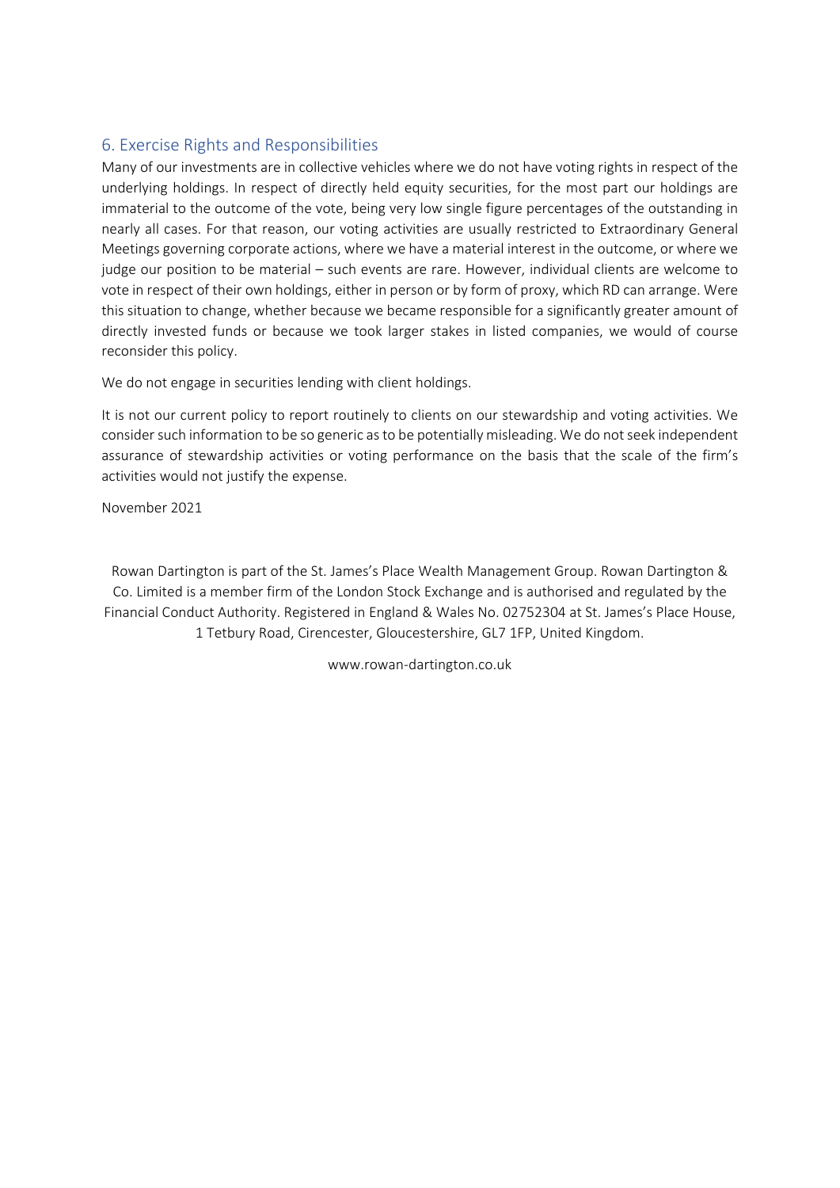## 6. Exercise Rights and Responsibilities

Many of our investments are in collective vehicles where we do not have voting rights in respect of the underlying holdings. In respect of directly held equity securities, for the most part our holdings are immaterial to the outcome of the vote, being very low single figure percentages of the outstanding in nearly all cases. For that reason, our voting activities are usually restricted to Extraordinary General Meetings governing corporate actions, where we have a material interest in the outcome, or where we judge our position to be material – such events are rare. However, individual clients are welcome to vote in respect of their own holdings, either in person or by form of proxy, which RD can arrange. Were this situation to change, whether because we became responsible for a significantly greater amount of directly invested funds or because we took larger stakes in listed companies, we would of course reconsider this policy.

We do not engage in securities lending with client holdings.

It is not our current policy to report routinely to clients on our stewardship and voting activities. We consider such information to be so generic as to be potentially misleading. We do not seek independent assurance of stewardship activities or voting performance on the basis that the scale of the firm's activities would not justify the expense.

November 2021

Rowan Dartington is part of the St. James's Place Wealth Management Group. Rowan Dartington & Co. Limited is a member firm of the London Stock Exchange and is authorised and regulated by the Financial Conduct Authority. Registered in England & Wales No. 02752304 at St. James's Place House, 1 Tetbury Road, Cirencester, Gloucestershire, GL7 1FP, United Kingdom.

www.rowan-dartington.co.uk